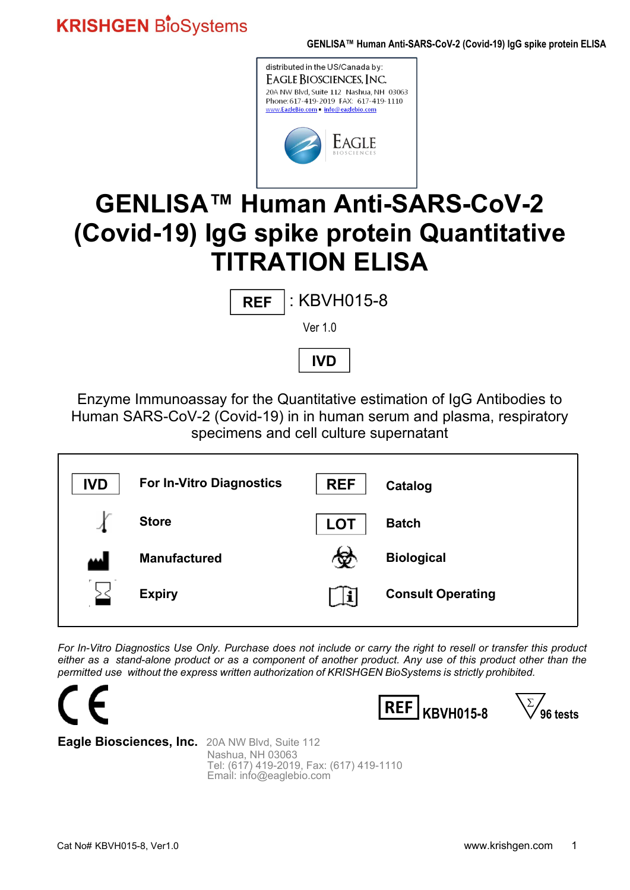KRISHGEN BioSystems

distributed in the US/Canada by:
EAGLE BIOSCIENCES, INC.
20A NW Blvd, Suite 112 Nashua, NH 03063
Phone: 617-419-2019 FAX: 617-419-1110
www.EagleBio.com • info@eaglebio.com

# GENLISA™ Human Anti-SARS-CoV-2 (Covid-19) IgG spike protein Quantitative TITRATION ELISA

**REF** : KBVH015-8

Ver 1.0

**IVD**

Enzyme Immunoassay for the Quantitative estimation of IgG Antibodies to Human SARS-CoV-2 (Covid-19) in in human serum and plasma, respiratory specimens and cell culture supernatant

| Symbol | Meaning | Symbol | Meaning |
|---|---|---|---|
| IVD | **For In-Vitro Diagnostics** | REF | **Catalog** |
| | **Store** | LOT | **Batch** |
| | **Manufactured** | | **Biological** |
| | **Expiry** | | **Consult Operating** |

*For In-Vitro Diagnostics Use Only. Purchase does not include or carry the right to resell or transfer this product either as a stand-alone product or as a component of another product. Any use of this product other than the permitted use without the express written authorization of KRISHGEN BioSystems is strictly prohibited.*

CE

**REF** **KBVH015-8** **96 tests**

**Eagle Biosciences, Inc.** 20A NW Blvd, Suite 112
Nashua, NH 03063
Tel: (617) 419-2019, Fax: (617) 419-1110
Email: info@eaglebio.com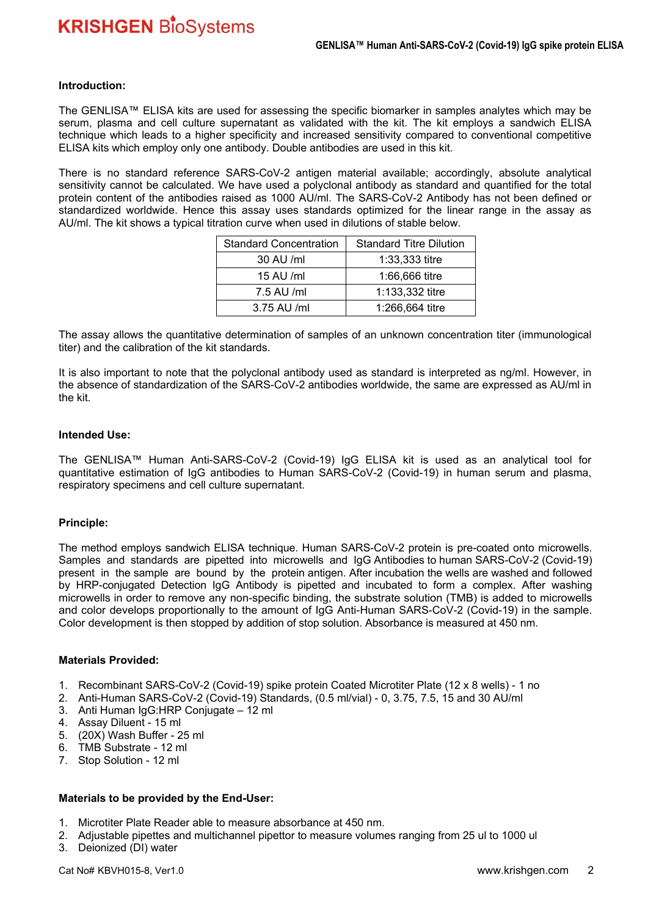### Introduction:

The GENLISA™ ELISA kits are used for assessing the specific biomarker in samples analytes which may be serum, plasma and cell culture supernatant as validated with the kit. The kit employs a sandwich ELISA technique which leads to a higher specificity and increased sensitivity compared to conventional competitive ELISA kits which employ only one antibody. Double antibodies are used in this kit.

There is no standard reference SARS-CoV-2 antigen material available; accordingly, absolute analytical sensitivity cannot be calculated. We have used a polyclonal antibody as standard and quantified for the total protein content of the antibodies raised as 1000 AU/ml. The SARS-CoV-2 Antibody has not been defined or standardized worldwide. Hence this assay uses standards optimized for the linear range in the assay as AU/ml. The kit shows a typical titration curve when used in dilutions of stable below.

| Standard Concentration | Standard Titre Dilution |
|---|---|
| 30 AU /ml | 1:33,333 titre |
| 15 AU /ml | 1:66,666 titre |
| 7.5 AU /ml | 1:133,332 titre |
| 3.75 AU /ml | 1:266,664 titre |

The assay allows the quantitative determination of samples of an unknown concentration titer (immunological titer) and the calibration of the kit standards.

It is also important to note that the polyclonal antibody used as standard is interpreted as ng/ml. However, in the absence of standardization of the SARS-CoV-2 antibodies worldwide, the same are expressed as AU/ml in the kit.

### Intended Use:

The GENLISA™ Human Anti-SARS-CoV-2 (Covid-19) IgG ELISA kit is used as an analytical tool for quantitative estimation of IgG antibodies to Human SARS-CoV-2 (Covid-19) in human serum and plasma, respiratory specimens and cell culture supernatant.

### Principle:

The method employs sandwich ELISA technique. Human SARS-CoV-2 protein is pre-coated onto microwells. Samples and standards are pipetted into microwells and IgG Antibodies to human SARS-CoV-2 (Covid-19) present in the sample are bound by the protein antigen. After incubation the wells are washed and followed by HRP-conjugated Detection IgG Antibody is pipetted and incubated to form a complex. After washing microwells in order to remove any non-specific binding, the substrate solution (TMB) is added to microwells and color develops proportionally to the amount of IgG Anti-Human SARS-CoV-2 (Covid-19) in the sample. Color development is then stopped by addition of stop solution. Absorbance is measured at 450 nm.

### Materials Provided:

1. Recombinant SARS-CoV-2 (Covid-19) spike protein Coated Microtiter Plate (12 x 8 wells) - 1 no
2. Anti-Human SARS-CoV-2 (Covid-19) Standards, (0.5 ml/vial) - 0, 3.75, 7.5, 15 and 30 AU/ml
3. Anti Human IgG:HRP Conjugate – 12 ml
4. Assay Diluent - 15 ml
5. (20X) Wash Buffer - 25 ml
6. TMB Substrate - 12 ml
7. Stop Solution - 12 ml

### Materials to be provided by the End-User:

1. Microtiter Plate Reader able to measure absorbance at 450 nm.
2. Adjustable pipettes and multichannel pipettor to measure volumes ranging from 25 ul to 1000 ul
3. Deionized (DI) water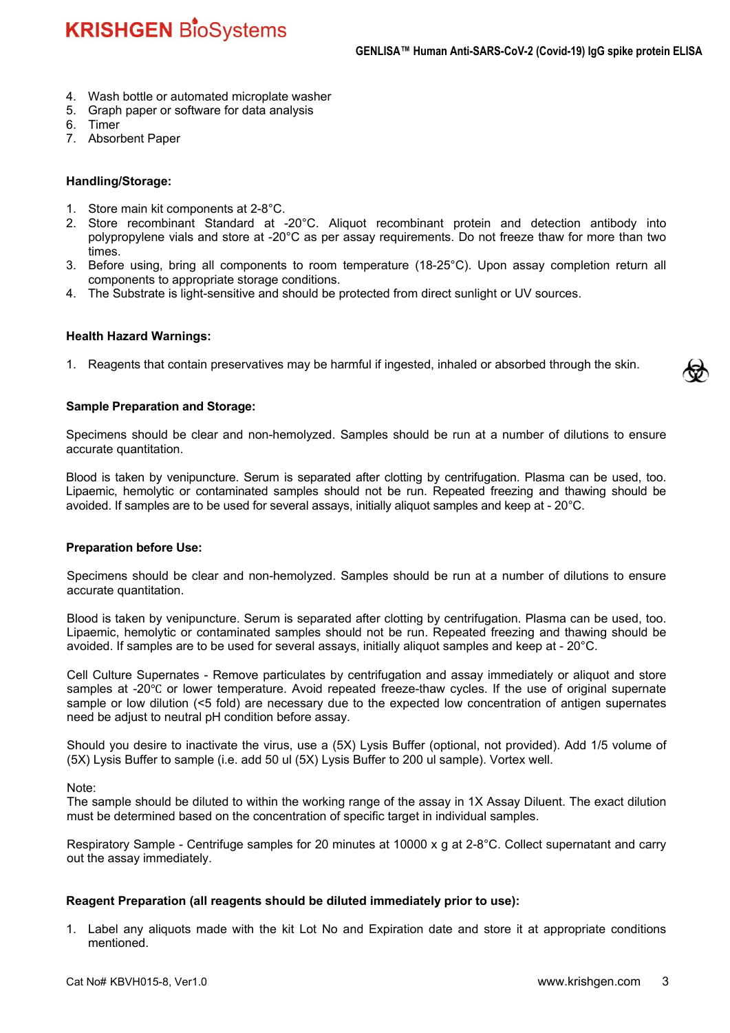4. Wash bottle or automated microplate washer
5. Graph paper or software for data analysis
6. Timer
7. Absorbent Paper

**Handling/Storage:**

1. Store main kit components at 2-8°C.
2. Store recombinant Standard at -20°C. Aliquot recombinant protein and detection antibody into polypropylene vials and store at -20°C as per assay requirements. Do not freeze thaw for more than two times.
3. Before using, bring all components to room temperature (18-25°C). Upon assay completion return all components to appropriate storage conditions.
4. The Substrate is light-sensitive and should be protected from direct sunlight or UV sources.

**Health Hazard Warnings:**

1. Reagents that contain preservatives may be harmful if ingested, inhaled or absorbed through the skin.

**Sample Preparation and Storage:**

Specimens should be clear and non-hemolyzed. Samples should be run at a number of dilutions to ensure accurate quantitation.

Blood is taken by venipuncture. Serum is separated after clotting by centrifugation. Plasma can be used, too. Lipaemic, hemolytic or contaminated samples should not be run. Repeated freezing and thawing should be avoided. If samples are to be used for several assays, initially aliquot samples and keep at - 20°C.

**Preparation before Use:**

Specimens should be clear and non-hemolyzed. Samples should be run at a number of dilutions to ensure accurate quantitation.

Blood is taken by venipuncture. Serum is separated after clotting by centrifugation. Plasma can be used, too. Lipaemic, hemolytic or contaminated samples should not be run. Repeated freezing and thawing should be avoided. If samples are to be used for several assays, initially aliquot samples and keep at - 20°C.

Cell Culture Supernates - Remove particulates by centrifugation and assay immediately or aliquot and store samples at -20℃ or lower temperature. Avoid repeated freeze-thaw cycles. If the use of original supernate sample or low dilution (<5 fold) are necessary due to the expected low concentration of antigen supernates need be adjust to neutral pH condition before assay.

Should you desire to inactivate the virus, use a (5X) Lysis Buffer (optional, not provided). Add 1/5 volume of (5X) Lysis Buffer to sample (i.e. add 50 ul (5X) Lysis Buffer to 200 ul sample). Vortex well.

Note:
The sample should be diluted to within the working range of the assay in 1X Assay Diluent. The exact dilution must be determined based on the concentration of specific target in individual samples.

Respiratory Sample - Centrifuge samples for 20 minutes at 10000 x g at 2-8°C. Collect supernatant and carry out the assay immediately.

**Reagent Preparation (all reagents should be diluted immediately prior to use):**

1. Label any aliquots made with the kit Lot No and Expiration date and store it at appropriate conditions mentioned.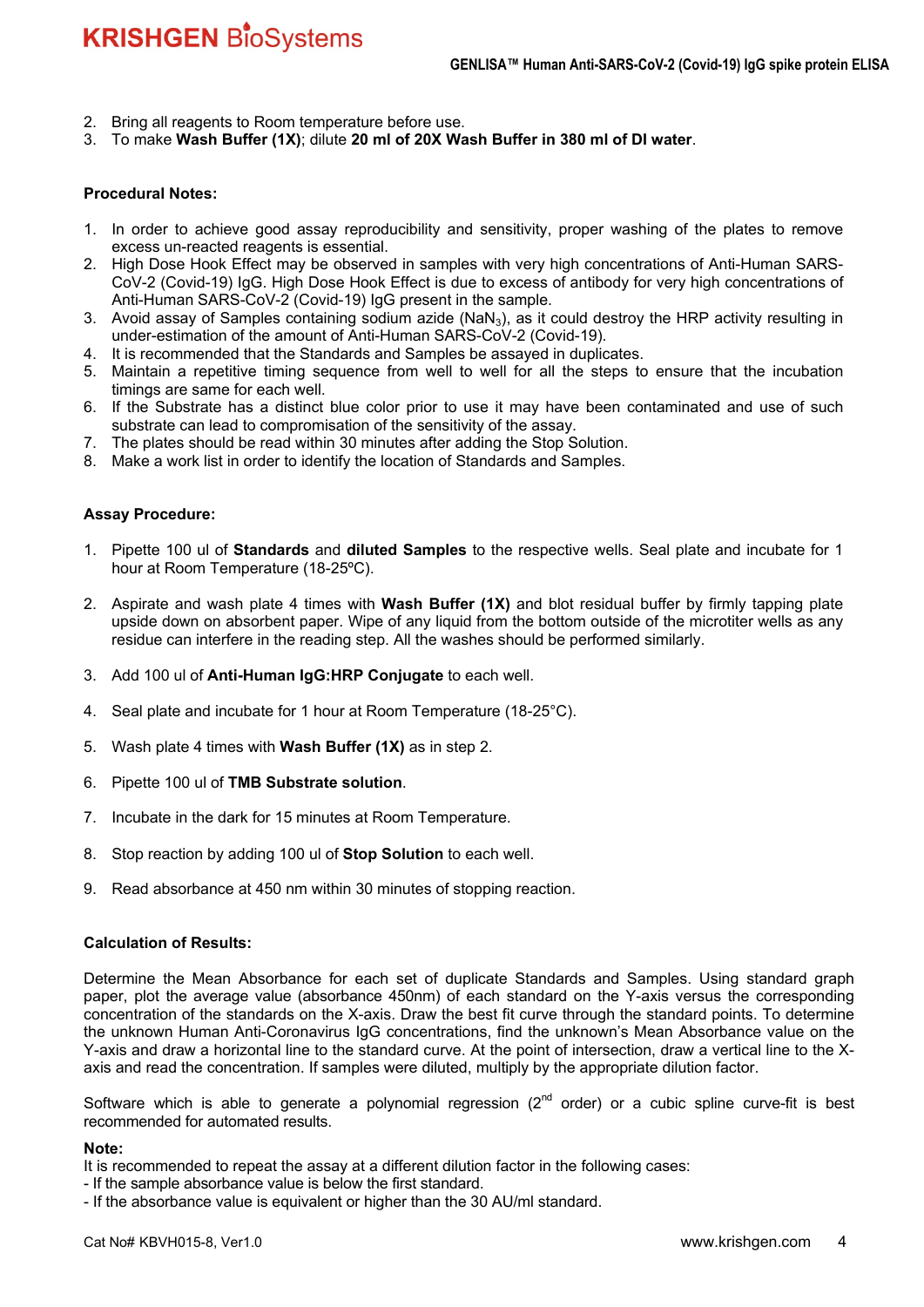2. Bring all reagents to Room temperature before use.
3. To make **Wash Buffer (1X)**; dilute **20 ml of 20X Wash Buffer in 380 ml of DI water**.

**Procedural Notes:**

1. In order to achieve good assay reproducibility and sensitivity, proper washing of the plates to remove excess un-reacted reagents is essential.
2. High Dose Hook Effect may be observed in samples with very high concentrations of Anti-Human SARS-CoV-2 (Covid-19) IgG. High Dose Hook Effect is due to excess of antibody for very high concentrations of Anti-Human SARS-CoV-2 (Covid-19) IgG present in the sample.
3. Avoid assay of Samples containing sodium azide ($NaN_3$), as it could destroy the HRP activity resulting in under-estimation of the amount of Anti-Human SARS-CoV-2 (Covid-19).
4. It is recommended that the Standards and Samples be assayed in duplicates.
5. Maintain a repetitive timing sequence from well to well for all the steps to ensure that the incubation timings are same for each well.
6. If the Substrate has a distinct blue color prior to use it may have been contaminated and use of such substrate can lead to compromisation of the sensitivity of the assay.
7. The plates should be read within 30 minutes after adding the Stop Solution.
8. Make a work list in order to identify the location of Standards and Samples.

**Assay Procedure:**

1. Pipette 100 ul of **Standards** and **diluted Samples** to the respective wells. Seal plate and incubate for 1 hour at Room Temperature (18-25ºC).

2. Aspirate and wash plate 4 times with **Wash Buffer (1X)** and blot residual buffer by firmly tapping plate upside down on absorbent paper. Wipe of any liquid from the bottom outside of the microtiter wells as any residue can interfere in the reading step. All the washes should be performed similarly.

3. Add 100 ul of **Anti-Human IgG:HRP Conjugate** to each well.

4. Seal plate and incubate for 1 hour at Room Temperature (18-25°C).

5. Wash plate 4 times with **Wash Buffer (1X)** as in step 2.

6. Pipette 100 ul of **TMB Substrate solution**.

7. Incubate in the dark for 15 minutes at Room Temperature.

8. Stop reaction by adding 100 ul of **Stop Solution** to each well.

9. Read absorbance at 450 nm within 30 minutes of stopping reaction.

**Calculation of Results:**

Determine the Mean Absorbance for each set of duplicate Standards and Samples. Using standard graph paper, plot the average value (absorbance 450nm) of each standard on the Y-axis versus the corresponding concentration of the standards on the X-axis. Draw the best fit curve through the standard points. To determine the unknown Human Anti-Coronavirus IgG concentrations, find the unknown's Mean Absorbance value on the Y-axis and draw a horizontal line to the standard curve. At the point of intersection, draw a vertical line to the X-axis and read the concentration. If samples were diluted, multiply by the appropriate dilution factor.

Software which is able to generate a polynomial regression (2$^{nd}$ order) or a cubic spline curve-fit is best recommended for automated results.

**Note:**

It is recommended to repeat the assay at a different dilution factor in the following cases:
- If the sample absorbance value is below the first standard.
- If the absorbance value is equivalent or higher than the 30 AU/ml standard.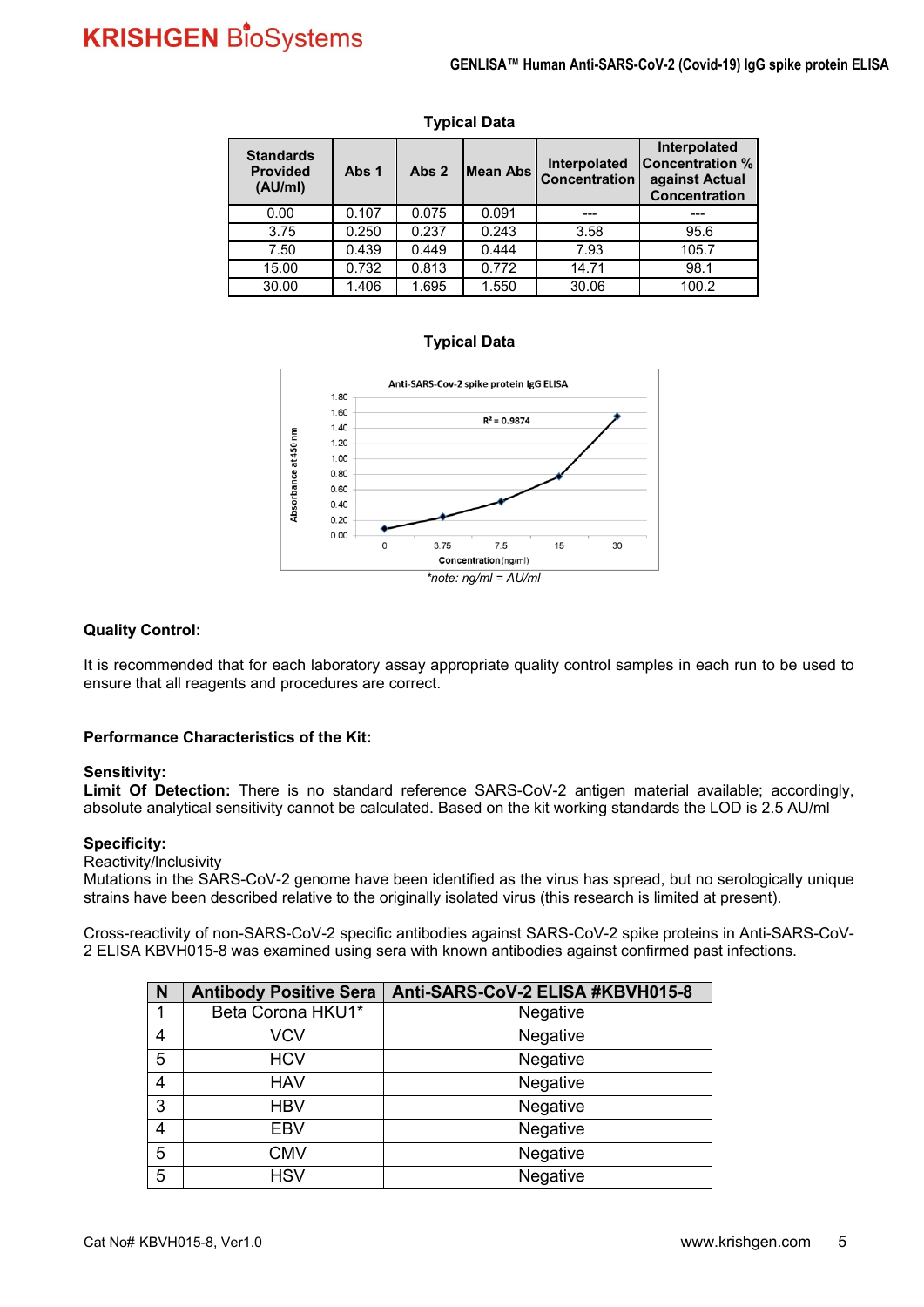### Typical Data

| Standards Provided (AU/ml) | Abs 1 | Abs 2 | Mean Abs | Interpolated Concentration | Interpolated Concentration % against Actual Concentration |
|---|---|---|---|---|---|
| 0.00 | 0.107 | 0.075 | 0.091 | --- | --- |
| 3.75 | 0.250 | 0.237 | 0.243 | 3.58 | 95.6 |
| 7.50 | 0.439 | 0.449 | 0.444 | 7.93 | 105.7 |
| 15.00 | 0.732 | 0.813 | 0.772 | 14.71 | 98.1 |
| 30.00 | 1.406 | 1.695 | 1.550 | 30.06 | 100.2 |

### Typical Data

Anti-SARS-Cov-2 spike protein IgG ELISA

$R^2 = 0.9874$

Absorbance at 450 nm

Concentration (ng/ml)

*note: ng/ml = AU/ml*

### Quality Control:

It is recommended that for each laboratory assay appropriate quality control samples in each run to be used to ensure that all reagents and procedures are correct.

### Performance Characteristics of the Kit:

**Sensitivity:**

**Limit Of Detection:** There is no standard reference SARS-CoV-2 antigen material available; accordingly, absolute analytical sensitivity cannot be calculated. Based on the kit working standards the LOD is 2.5 AU/ml

**Specificity:**

Reactivity/Inclusivity

Mutations in the SARS-CoV-2 genome have been identified as the virus has spread, but no serologically unique strains have been described relative to the originally isolated virus (this research is limited at present).

Cross-reactivity of non-SARS-CoV-2 specific antibodies against SARS-CoV-2 spike proteins in Anti-SARS-CoV-2 ELISA KBVH015-8 was examined using sera with known antibodies against confirmed past infections.

| N | Antibody Positive Sera | Anti-SARS-CoV-2 ELISA #KBVH015-8 |
|---|---|---|
| 1 | Beta Corona HKU1* | Negative |
| 4 | VCV | Negative |
| 5 | HCV | Negative |
| 4 | HAV | Negative |
| 3 | HBV | Negative |
| 4 | EBV | Negative |
| 5 | CMV | Negative |
| 5 | HSV | Negative |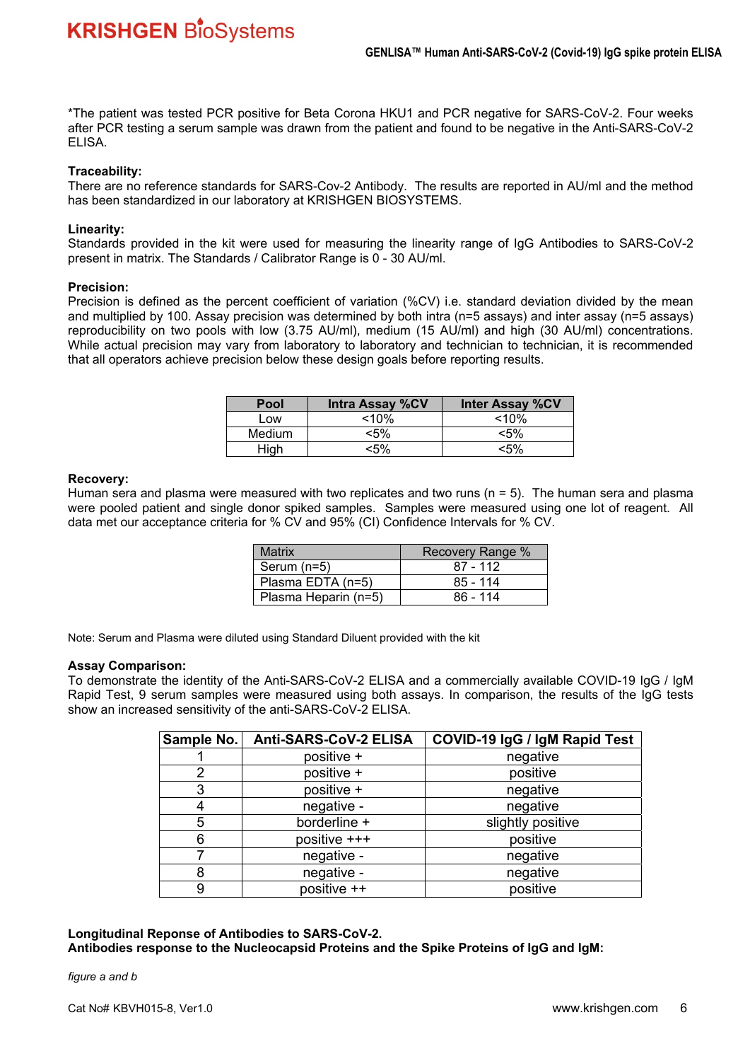*The patient was tested PCR positive for Beta Corona HKU1 and PCR negative for SARS-CoV-2. Four weeks after PCR testing a serum sample was drawn from the patient and found to be negative in the Anti-SARS-CoV-2 ELISA.

**Traceability:**
There are no reference standards for SARS-Cov-2 Antibody. The results are reported in AU/ml and the method has been standardized in our laboratory at KRISHGEN BIOSYSTEMS.

**Linearity:**
Standards provided in the kit were used for measuring the linearity range of IgG Antibodies to SARS-CoV-2 present in matrix. The Standards / Calibrator Range is 0 - 30 AU/ml.

**Precision:**
Precision is defined as the percent coefficient of variation (%CV) i.e. standard deviation divided by the mean and multiplied by 100. Assay precision was determined by both intra (n=5 assays) and inter assay (n=5 assays) reproducibility on two pools with low (3.75 AU/ml), medium (15 AU/ml) and high (30 AU/ml) concentrations. While actual precision may vary from laboratory to laboratory and technician to technician, it is recommended that all operators achieve precision below these design goals before reporting results.

| Pool | Intra Assay %CV | Inter Assay %CV |
|---|---|---|
| Low | <10% | <10% |
| Medium | <5% | <5% |
| High | <5% | <5% |

**Recovery:**
Human sera and plasma were measured with two replicates and two runs (n = 5). The human sera and plasma were pooled patient and single donor spiked samples. Samples were measured using one lot of reagent. All data met our acceptance criteria for % CV and 95% (CI) Confidence Intervals for % CV.

| Matrix | Recovery Range % |
|---|---|
| Serum (n=5) | 87 - 112 |
| Plasma EDTA (n=5) | 85 - 114 |
| Plasma Heparin (n=5) | 86 - 114 |

Note: Serum and Plasma were diluted using Standard Diluent provided with the kit

**Assay Comparison:**
To demonstrate the identity of the Anti-SARS-CoV-2 ELISA and a commercially available COVID-19 IgG / IgM Rapid Test, 9 serum samples were measured using both assays. In comparison, the results of the IgG tests show an increased sensitivity of the anti-SARS-CoV-2 ELISA.

| Sample No. | Anti-SARS-CoV-2 ELISA | COVID-19 IgG / IgM Rapid Test |
|---|---|---|
| 1 | positive + | negative |
| 2 | positive + | positive |
| 3 | positive + | negative |
| 4 | negative - | negative |
| 5 | borderline + | slightly positive |
| 6 | positive +++ | positive |
| 7 | negative - | negative |
| 8 | negative - | negative |
| 9 | positive ++ | positive |

**Longitudinal Reponse of Antibodies to SARS-CoV-2.**
**Antibodies response to the Nucleocapsid Proteins and the Spike Proteins of IgG and IgM:**

*figure a and b*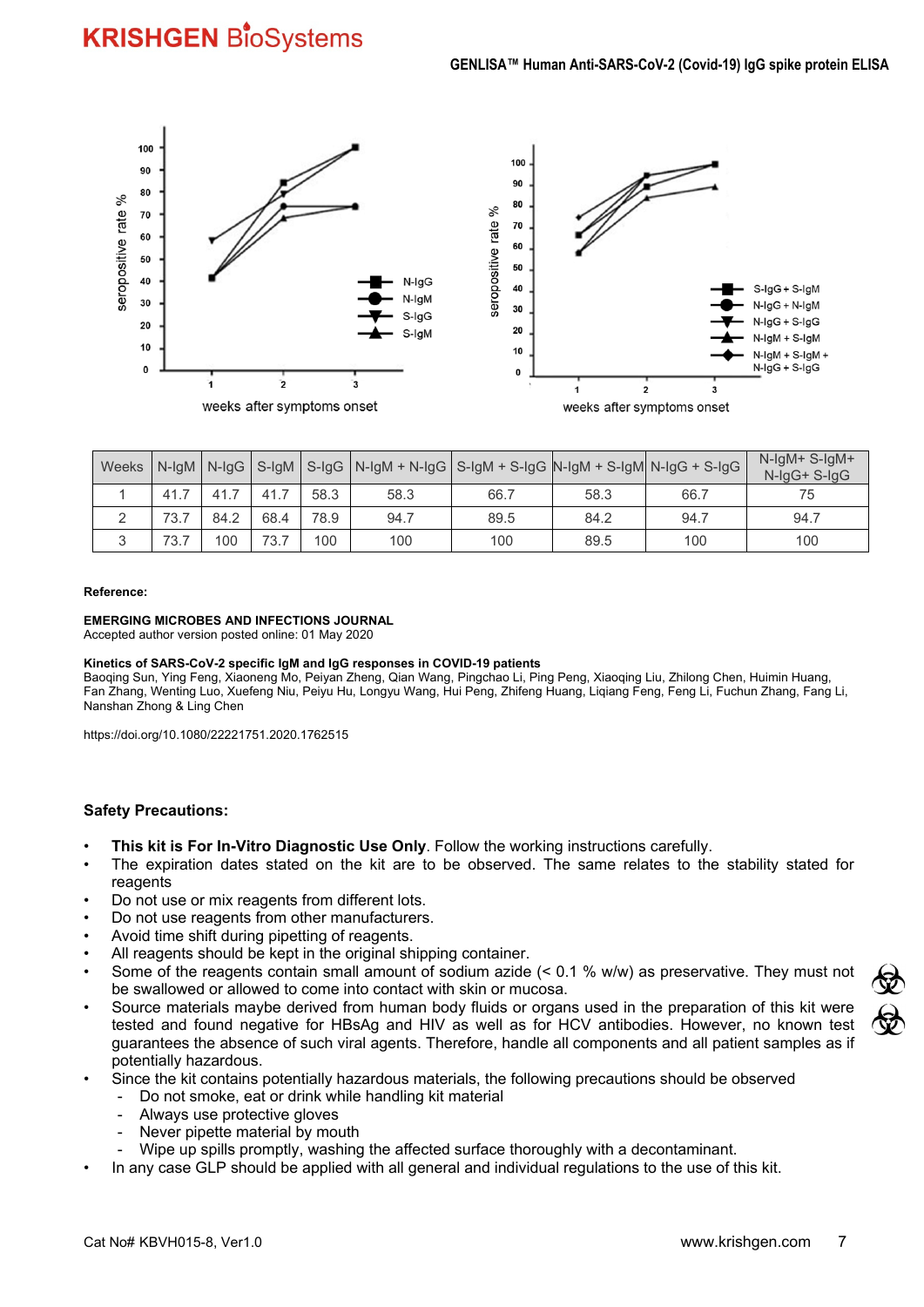| Weeks | N-IgM | N-IgG | S-IgM | S-IgG | N-IgM + N-IgG | S-IgM + S-IgG | N-IgM + S-IgM | N-IgG + S-IgG | N-IgM+ S-IgM+ N-IgG+ S-IgG |
|---|---|---|---|---|---|---|---|---|---|
| 1 | 41.7 | 41.7 | 41.7 | 58.3 | 58.3 | 66.7 | 58.3 | 66.7 | 75 |
| 2 | 73.7 | 84.2 | 68.4 | 78.9 | 94.7 | 89.5 | 84.2 | 94.7 | 94.7 |
| 3 | 73.7 | 100 | 73.7 | 100 | 100 | 100 | 89.5 | 100 | 100 |

**Reference:**

**EMERGING MICROBES AND INFECTIONS JOURNAL**
Accepted author version posted online: 01 May 2020

**Kinetics of SARS-CoV-2 specific IgM and IgG responses in COVID-19 patients**
Baoqing Sun, Ying Feng, Xiaoneng Mo, Peiyan Zheng, Qian Wang, Pingchao Li, Ping Peng, Xiaoqing Liu, Zhilong Chen, Huimin Huang, Fan Zhang, Wenting Luo, Xuefeng Niu, Peiyu Hu, Longyu Wang, Hui Peng, Zhifeng Huang, Liqiang Feng, Feng Li, Fuchun Zhang, Fang Li, Nanshan Zhong & Ling Chen

https://doi.org/10.1080/22221751.2020.1762515

## Safety Precautions:

- **This kit is For In-Vitro Diagnostic Use Only**. Follow the working instructions carefully.
- The expiration dates stated on the kit are to be observed. The same relates to the stability stated for reagents
- Do not use or mix reagents from different lots.
- Do not use reagents from other manufacturers.
- Avoid time shift during pipetting of reagents.
- All reagents should be kept in the original shipping container.
- Some of the reagents contain small amount of sodium azide (< 0.1 % w/w) as preservative. They must not be swallowed or allowed to come into contact with skin or mucosa.
- Source materials maybe derived from human body fluids or organs used in the preparation of this kit were tested and found negative for HBsAg and HIV as well as for HCV antibodies. However, no known test guarantees the absence of such viral agents. Therefore, handle all components and all patient samples as if potentially hazardous.
- Since the kit contains potentially hazardous materials, the following precautions should be observed
  - Do not smoke, eat or drink while handling kit material
  - Always use protective gloves
  - Never pipette material by mouth
  - Wipe up spills promptly, washing the affected surface thoroughly with a decontaminant.
- In any case GLP should be applied with all general and individual regulations to the use of this kit.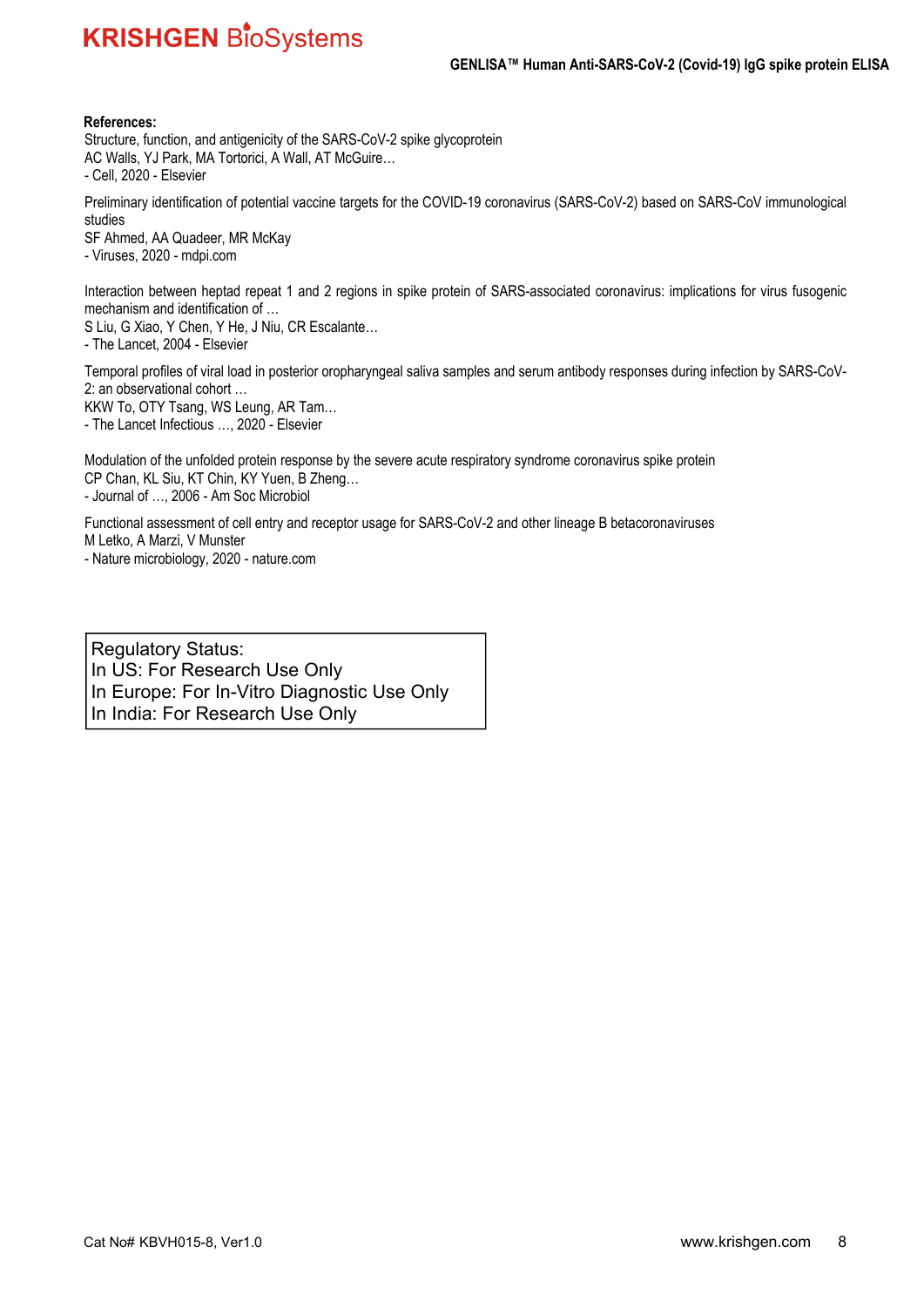**References:**

Structure, function, and antigenicity of the SARS-CoV-2 spike glycoprotein
AC Walls, YJ Park, MA Tortorici, A Wall, AT McGuire…
- Cell, 2020 - Elsevier

Preliminary identification of potential vaccine targets for the COVID-19 coronavirus (SARS-CoV-2) based on SARS-CoV immunological studies
SF Ahmed, AA Quadeer, MR McKay
- Viruses, 2020 - mdpi.com

Interaction between heptad repeat 1 and 2 regions in spike protein of SARS-associated coronavirus: implications for virus fusogenic mechanism and identification of …
S Liu, G Xiao, Y Chen, Y He, J Niu, CR Escalante…
- The Lancet, 2004 - Elsevier

Temporal profiles of viral load in posterior oropharyngeal saliva samples and serum antibody responses during infection by SARS-CoV-2: an observational cohort …
KKW To, OTY Tsang, WS Leung, AR Tam…
- The Lancet Infectious …, 2020 - Elsevier

Modulation of the unfolded protein response by the severe acute respiratory syndrome coronavirus spike protein
CP Chan, KL Siu, KT Chin, KY Yuen, B Zheng…
- Journal of …, 2006 - Am Soc Microbiol

Functional assessment of cell entry and receptor usage for SARS-CoV-2 and other lineage B betacoronaviruses
M Letko, A Marzi, V Munster
- Nature microbiology, 2020 - nature.com

Regulatory Status:
In US: For Research Use Only
In Europe: For In-Vitro Diagnostic Use Only
In India: For Research Use Only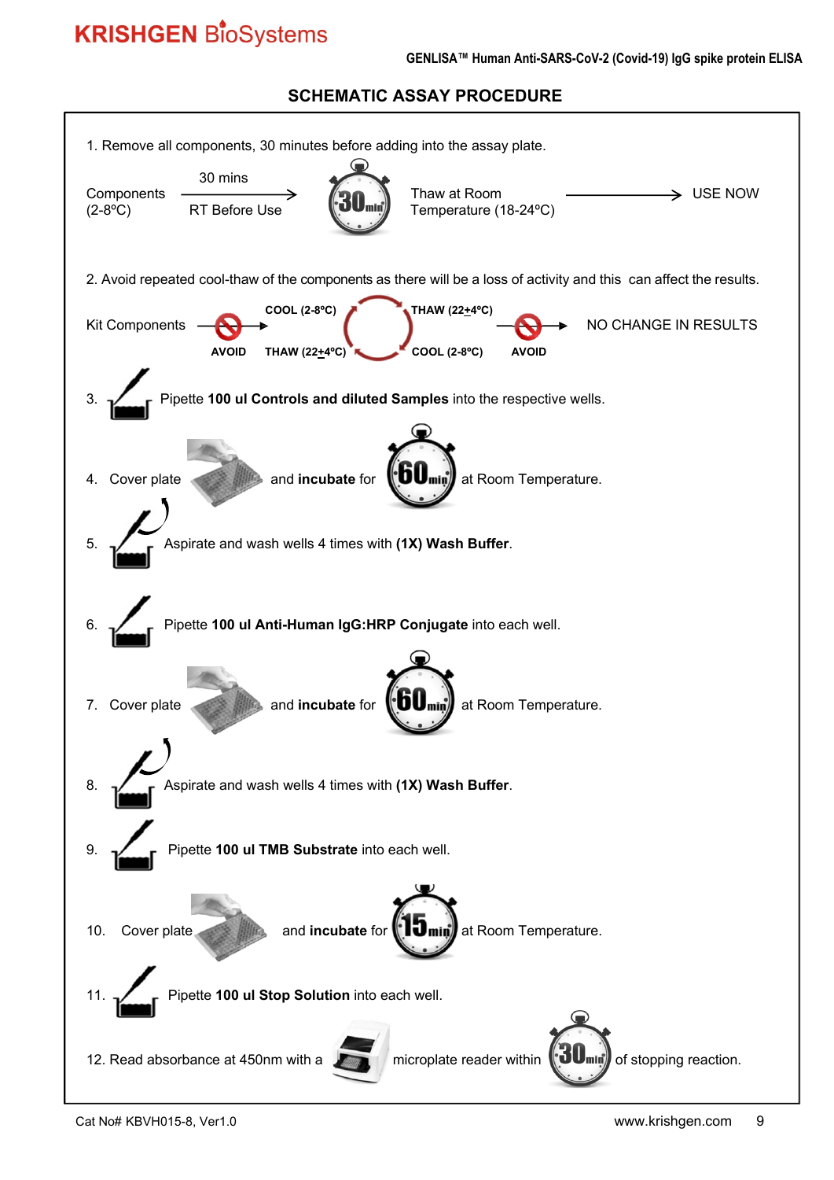## SCHEMATIC ASSAY PROCEDURE

1. Remove all components, 30 minutes before adding into the assay plate.

Components (2-8ºC) → 30 mins RT Before Use → 30 min → Thaw at Room Temperature (18-24ºC) → USE NOW

2. Avoid repeated cool-thaw of the components as there will be a loss of activity and this can affect the results.

Kit Components → AVOID → COOL (2-8ºC) / THAW (22±4ºC) / THAW (22±4ºC) / COOL (2-8ºC) → AVOID → NO CHANGE IN RESULTS

3. Pipette **100 ul Controls and diluted Samples** into the respective wells.

4. Cover plate and **incubate** for 60 min at Room Temperature.

5. Aspirate and wash wells 4 times with **(1X) Wash Buffer**.

6. Pipette **100 ul Anti-Human IgG:HRP Conjugate** into each well.

7. Cover plate and **incubate** for 60 min at Room Temperature.

8. Aspirate and wash wells 4 times with **(1X) Wash Buffer**.

9. Pipette **100 ul TMB Substrate** into each well.

10. Cover plate and **incubate** for 15 min at Room Temperature.

11. Pipette **100 ul Stop Solution** into each well.

12. Read absorbance at 450nm with a microplate reader within 30 min of stopping reaction.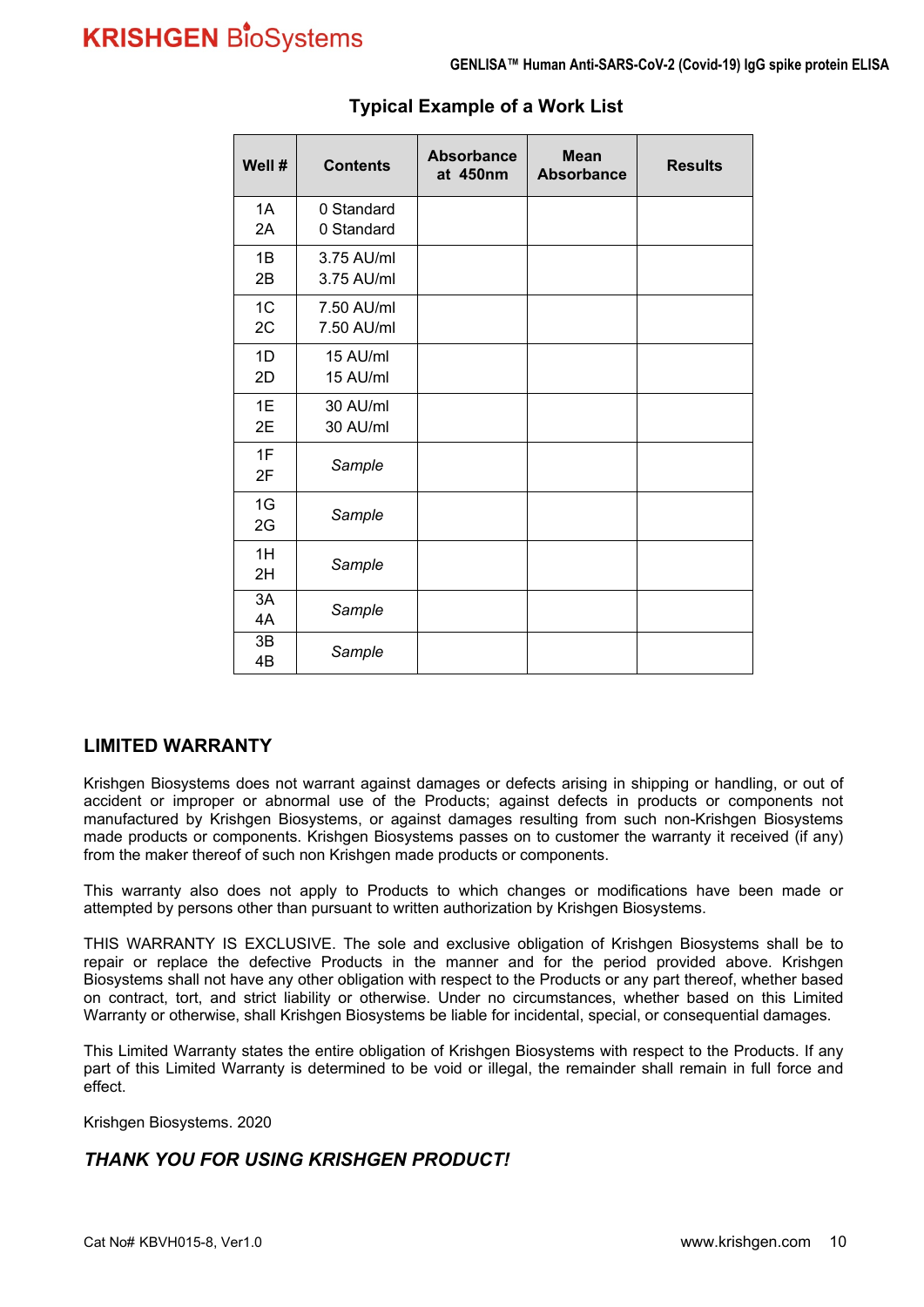## Typical Example of a Work List

| Well # | Contents | Absorbance at 450nm | Mean Absorbance | Results |
|---|---|---|---|---|
| 1A<br>2A | 0 Standard<br>0 Standard | | | |
| 1B<br>2B | 3.75 AU/ml<br>3.75 AU/ml | | | |
| 1C<br>2C | 7.50 AU/ml<br>7.50 AU/ml | | | |
| 1D<br>2D | 15 AU/ml<br>15 AU/ml | | | |
| 1E<br>2E | 30 AU/ml<br>30 AU/ml | | | |
| 1F<br>2F | *Sample* | | | |
| 1G<br>2G | *Sample* | | | |
| 1H<br>2H | *Sample* | | | |
| 3A<br>4A | *Sample* | | | |
| 3B<br>4B | *Sample* | | | |

## LIMITED WARRANTY

Krishgen Biosystems does not warrant against damages or defects arising in shipping or handling, or out of accident or improper or abnormal use of the Products; against defects in products or components not manufactured by Krishgen Biosystems, or against damages resulting from such non-Krishgen Biosystems made products or components. Krishgen Biosystems passes on to customer the warranty it received (if any) from the maker thereof of such non Krishgen made products or components.

This warranty also does not apply to Products to which changes or modifications have been made or attempted by persons other than pursuant to written authorization by Krishgen Biosystems.

THIS WARRANTY IS EXCLUSIVE. The sole and exclusive obligation of Krishgen Biosystems shall be to repair or replace the defective Products in the manner and for the period provided above. Krishgen Biosystems shall not have any other obligation with respect to the Products or any part thereof, whether based on contract, tort, and strict liability or otherwise. Under no circumstances, whether based on this Limited Warranty or otherwise, shall Krishgen Biosystems be liable for incidental, special, or consequential damages.

This Limited Warranty states the entire obligation of Krishgen Biosystems with respect to the Products. If any part of this Limited Warranty is determined to be void or illegal, the remainder shall remain in full force and effect.

Krishgen Biosystems. 2020

***THANK YOU FOR USING KRISHGEN PRODUCT!***